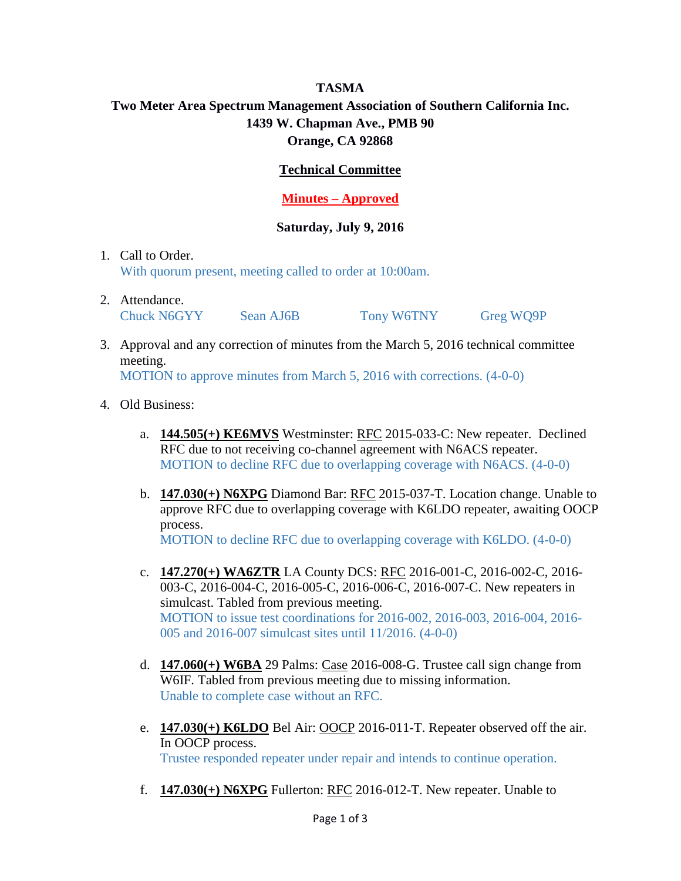**TASMA**

**Two Meter Area Spectrum Management Association of Southern California Inc.**

**1439 W. Chapman Ave., PMB 90**

**Orange, CA 92868**

**Technical Committee**

**Minutes – Approved**

**Saturday, July 9, 2016**

1. Call to Order.
   With quorum present, meeting called to order at 10:00am.

2. Attendance.
   Chuck N6GYY Sean AJ6B Tony W6TNY Greg WQ9P

3. Approval and any correction of minutes from the March 5, 2016 technical committee meeting.
   MOTION to approve minutes from March 5, 2016 with corrections. (4-0-0)

4. Old Business:

   a. **144.505(+) KE6MVS** Westminster: RFC 2015-033-C: New repeater. Declined RFC due to not receiving co-channel agreement with N6ACS repeater.
   MOTION to decline RFC due to overlapping coverage with N6ACS. (4-0-0)

   b. **147.030(+) N6XPG** Diamond Bar: RFC 2015-037-T. Location change. Unable to approve RFC due to overlapping coverage with K6LDO repeater, awaiting OOCP process.
   MOTION to decline RFC due to overlapping coverage with K6LDO. (4-0-0)

   c. **147.270(+) WA6ZTR** LA County DCS: RFC 2016-001-C, 2016-002-C, 2016-003-C, 2016-004-C, 2016-005-C, 2016-006-C, 2016-007-C. New repeaters in simulcast. Tabled from previous meeting.
   MOTION to issue test coordinations for 2016-002, 2016-003, 2016-004, 2016-005 and 2016-007 simulcast sites until 11/2016. (4-0-0)

   d. **147.060(+) W6BA** 29 Palms: Case 2016-008-G. Trustee call sign change from W6IF. Tabled from previous meeting due to missing information.
   Unable to complete case without an RFC.

   e. **147.030(+) K6LDO** Bel Air: OOCP 2016-011-T. Repeater observed off the air. In OOCP process.
   Trustee responded repeater under repair and intends to continue operation.

   f. **147.030(+) N6XPG** Fullerton: RFC 2016-012-T. New repeater. Unable to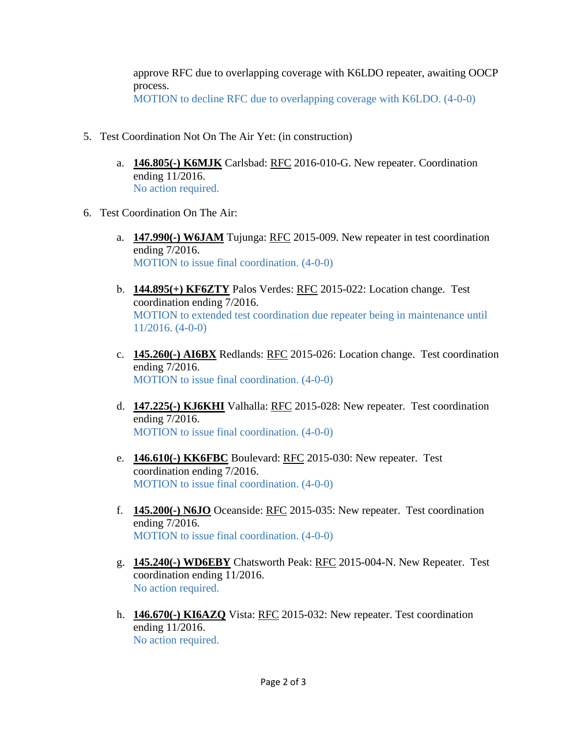approve RFC due to overlapping coverage with K6LDO repeater, awaiting OOCP process.
MOTION to decline RFC due to overlapping coverage with K6LDO. (4-0-0)

5. Test Coordination Not On The Air Yet: (in construction)

   a. **146.805(-) K6MJK** Carlsbad: RFC 2016-010-G. New repeater. Coordination ending 11/2016.
      No action required.

6. Test Coordination On The Air:

   a. **147.990(-) W6JAM** Tujunga: RFC 2015-009. New repeater in test coordination ending 7/2016.
      MOTION to issue final coordination. (4-0-0)

   b. **144.895(+) KF6ZTY** Palos Verdes: RFC 2015-022: Location change. Test coordination ending 7/2016.
      MOTION to extended test coordination due repeater being in maintenance until 11/2016. (4-0-0)

   c. **145.260(-) AI6BX** Redlands: RFC 2015-026: Location change. Test coordination ending 7/2016.
      MOTION to issue final coordination. (4-0-0)

   d. **147.225(-) KJ6KHI** Valhalla: RFC 2015-028: New repeater. Test coordination ending 7/2016.
      MOTION to issue final coordination. (4-0-0)

   e. **146.610(-) KK6FBC** Boulevard: RFC 2015-030: New repeater. Test coordination ending 7/2016.
      MOTION to issue final coordination. (4-0-0)

   f. **145.200(-) N6JO** Oceanside: RFC 2015-035: New repeater. Test coordination ending 7/2016.
      MOTION to issue final coordination. (4-0-0)

   g. **145.240(-) WD6EBY** Chatsworth Peak: RFC 2015-004-N. New Repeater. Test coordination ending 11/2016.
      No action required.

   h. **146.670(-) KI6AZQ** Vista: RFC 2015-032: New repeater. Test coordination ending 11/2016.
      No action required.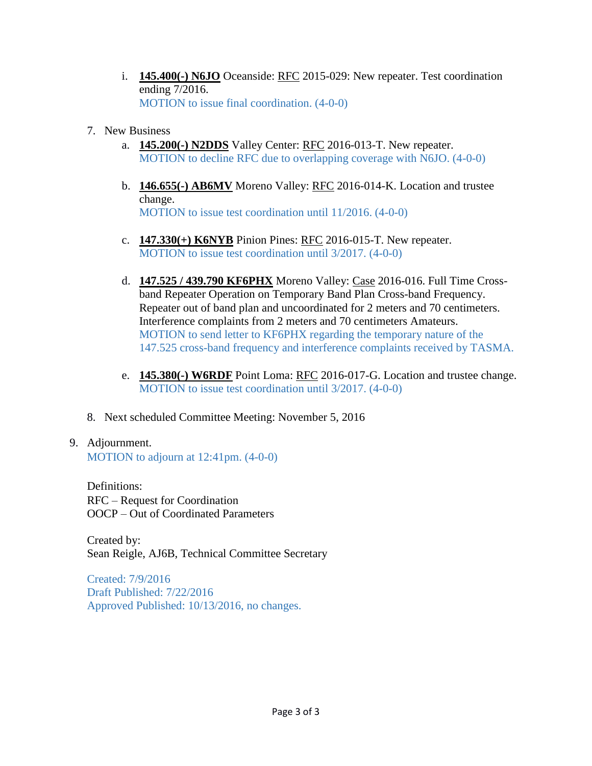i. **145.400(-) N6JO** Oceanside: RFC 2015-029: New repeater. Test coordination ending 7/2016.
MOTION to issue final coordination. (4-0-0)

7. New Business
   a. **145.200(-) N2DDS** Valley Center: RFC 2016-013-T. New repeater.
   MOTION to decline RFC due to overlapping coverage with N6JO. (4-0-0)

   b. **146.655(-) AB6MV** Moreno Valley: RFC 2016-014-K. Location and trustee change.
   MOTION to issue test coordination until 11/2016. (4-0-0)

   c. **147.330(+) K6NYB** Pinion Pines: RFC 2016-015-T. New repeater.
   MOTION to issue test coordination until 3/2017. (4-0-0)

   d. **147.525 / 439.790 KF6PHX** Moreno Valley: Case 2016-016. Full Time Cross-band Repeater Operation on Temporary Band Plan Cross-band Frequency. Repeater out of band plan and uncoordinated for 2 meters and 70 centimeters. Interference complaints from 2 meters and 70 centimeters Amateurs.
   MOTION to send letter to KF6PHX regarding the temporary nature of the 147.525 cross-band frequency and interference complaints received by TASMA.

   e. **145.380(-) W6RDF** Point Loma: RFC 2016-017-G. Location and trustee change.
   MOTION to issue test coordination until 3/2017. (4-0-0)

8. Next scheduled Committee Meeting: November 5, 2016

9. Adjournment.
   MOTION to adjourn at 12:41pm. (4-0-0)

Definitions:
RFC – Request for Coordination
OOCP – Out of Coordinated Parameters

Created by:
Sean Reigle, AJ6B, Technical Committee Secretary

Created: 7/9/2016
Draft Published: 7/22/2016
Approved Published: 10/13/2016, no changes.